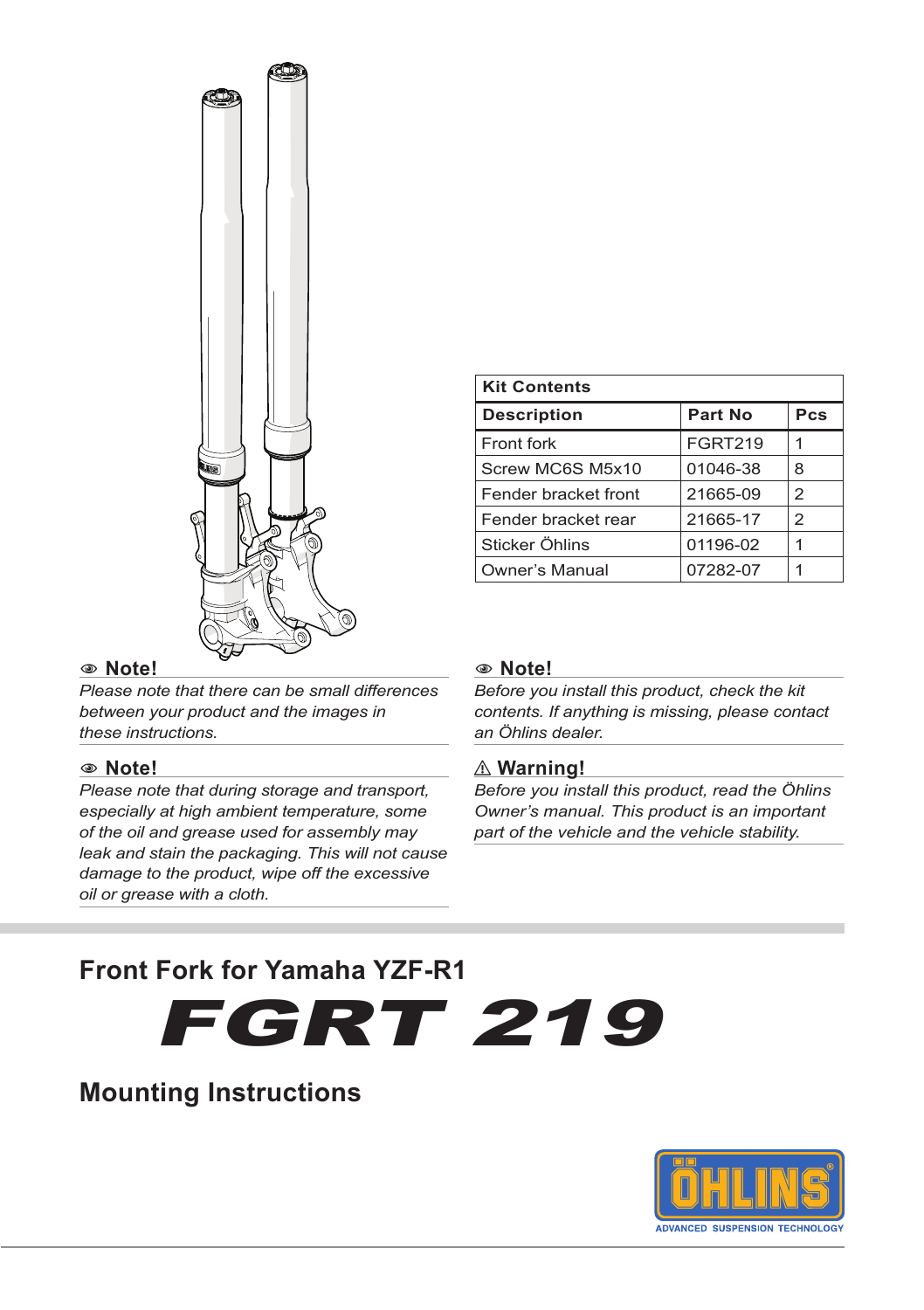| Kit Contents | | |
|---|---|---|
| **Description** | **Part No** | **Pcs** |
| Front fork | FGRT219 | 1 |
| Screw MC6S M5x10 | 01046-38 | 8 |
| Fender bracket front | 21665-09 | 2 |
| Fender bracket rear | 21665-17 | 2 |
| Sticker Öhlins | 01196-02 | 1 |
| Owner's Manual | 07282-07 | 1 |

### Note!

*Please note that there can be small differences between your product and the images in these instructions.*

### Note!

*Please note that during storage and transport, especially at high ambient temperature, some of the oil and grease used for assembly may leak and stain the packaging. This will not cause damage to the product, wipe off the excessive oil or grease with a cloth.*

### Note!

*Before you install this product, check the kit contents. If anything is missing, please contact an Öhlins dealer.*

### ⚠ Warning!

*Before you install this product, read the Öhlins Owner's manual. This product is an important part of the vehicle and the vehicle stability.*

## Front Fork for Yamaha YZF-R1

# FGRT 219

## Mounting Instructions

ÖHLINS
ADVANCED SUSPENSION TECHNOLOGY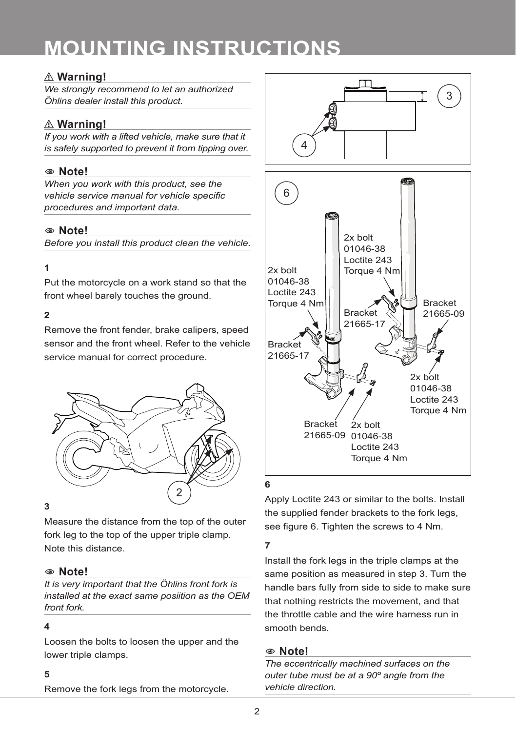# MOUNTING INSTRUCTIONS

**⚠ Warning!**

*We strongly recommend to let an authorized Öhlins dealer install this product.*

**⚠ Warning!**

*If you work with a lifted vehicle, make sure that it is safely supported to prevent it from tipping over.*

**Note!**

*When you work with this product, see the vehicle service manual for vehicle specific procedures and important data.*

**Note!**

*Before you install this product clean the vehicle.*

**1**

Put the motorcycle on a work stand so that the front wheel barely touches the ground.

**2**

Remove the front fender, brake calipers, speed sensor and the front wheel. Refer to the vehicle service manual for correct procedure.

2

**3**

Measure the distance from the top of the outer fork leg to the top of the upper triple clamp. Note this distance.

**Note!**

*It is very important that the Öhlins front fork is installed at the exact same posiition as the OEM front fork.*

**4**

Loosen the bolts to loosen the upper and the lower triple clamps.

**5**

Remove the fork legs from the motorcycle.

3

4

6

2x bolt
01046-38
Loctite 243
Torque 4 Nm

Bracket
21665-17

Bracket
21665-09

2x bolt
01046-38
Loctite 243
Torque 4 Nm

Bracket
21665-17

Bracket
21665-09

2x bolt
01046-38
Loctite 243
Torque 4 Nm

2x bolt
01046-38
Loctite 243
Torque 4 Nm

**6**

Apply Loctite 243 or similar to the bolts. Install the supplied fender brackets to the fork legs, see figure 6. Tighten the screws to 4 Nm.

**7**

Install the fork legs in the triple clamps at the same position as measured in step 3. Turn the handle bars fully from side to side to make sure that nothing restricts the movement, and that the throttle cable and the wire harness run in smooth bends.

**Note!**

*The eccentrically machined surfaces on the outer tube must be at a 90º angle from the vehicle direction.*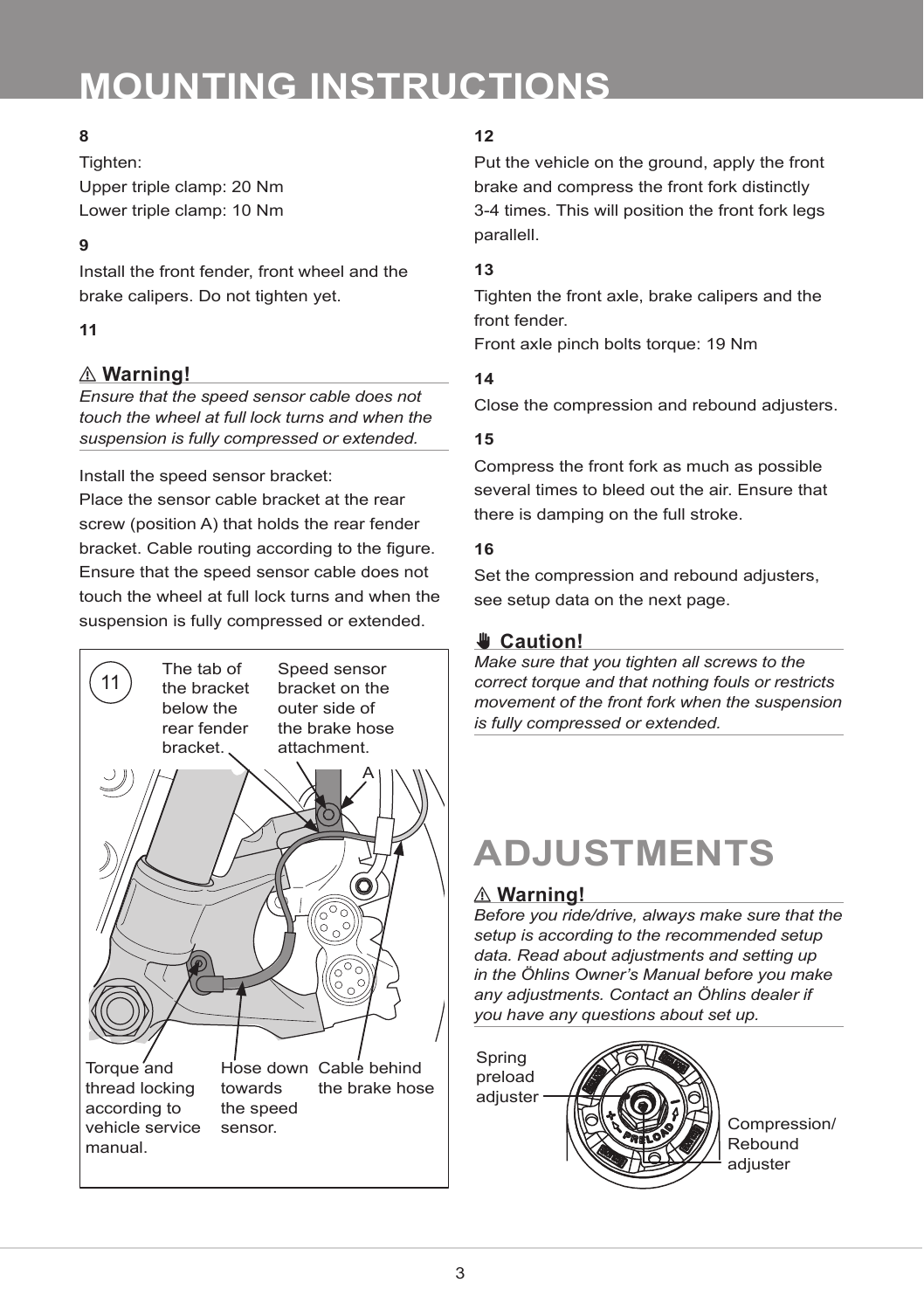# MOUNTING INSTRUCTIONS

**8**

Tighten:
Upper triple clamp: 20 Nm
Lower triple clamp: 10 Nm

**9**

Install the front fender, front wheel and the brake calipers. Do not tighten yet.

**11**

### ⚠ Warning!

*Ensure that the speed sensor cable does not touch the wheel at full lock turns and when the suspension is fully compressed or extended.*

Install the speed sensor bracket:
Place the sensor cable bracket at the rear screw (position A) that holds the rear fender bracket. Cable routing according to the figure. Ensure that the speed sensor cable does not touch the wheel at full lock turns and when the suspension is fully compressed or extended.

11

The tab of the bracket below the rear fender bracket.

Speed sensor bracket on the outer side of the brake hose attachment.

A

Torque and thread locking according to vehicle service manual.

Hose down towards the speed sensor.

Cable behind the brake hose

**12**

Put the vehicle on the ground, apply the front brake and compress the front fork distinctly 3-4 times. This will position the front fork legs parallell.

**13**

Tighten the front axle, brake calipers and the front fender.
Front axle pinch bolts torque: 19 Nm

**14**

Close the compression and rebound adjusters.

**15**

Compress the front fork as much as possible several times to bleed out the air. Ensure that there is damping on the full stroke.

**16**

Set the compression and rebound adjusters, see setup data on the next page.

### ✋ Caution!

*Make sure that you tighten all screws to the correct torque and that nothing fouls or restricts movement of the front fork when the suspension is fully compressed or extended.*

# ADJUSTMENTS

### ⚠ Warning!

*Before you ride/drive, always make sure that the setup is according to the recommended setup data. Read about adjustments and setting up in the Öhlins Owner’s Manual before you make any adjustments. Contact an Öhlins dealer if you have any questions about set up.*

Spring preload adjuster

Compression/ Rebound adjuster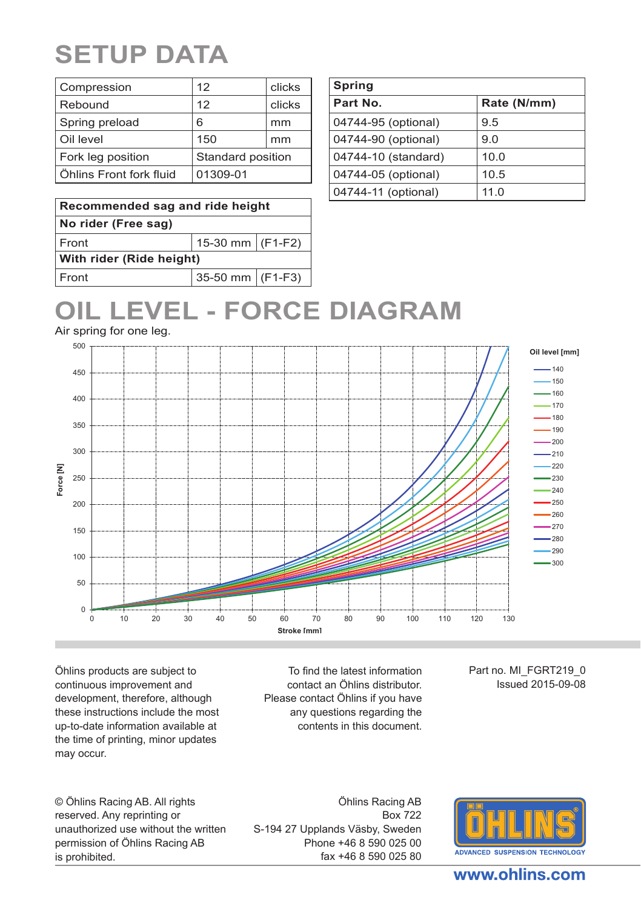# SETUP DATA

| | | |
|---|---|---|
| Compression | 12 | clicks |
| Rebound | 12 | clicks |
| Spring preload | 6 | mm |
| Oil level | 150 | mm |
| Fork leg position | Standard position | |
| Öhlins Front fork fluid | 01309-01 | |

| **Spring** | |
|---|---|
| **Part No.** | **Rate (N/mm)** |
| 04744-95 (optional) | 9.5 |
| 04744-90 (optional) | 9.0 |
| 04744-10 (standard) | 10.0 |
| 04744-05 (optional) | 10.5 |
| 04744-11 (optional) | 11.0 |

| **Recommended sag and ride height** | | |
|---|---|---|
| **No rider (Free sag)** | | |
| Front | 15-30 mm | (F1-F2) |
| **With rider (Ride height)** | | |
| Front | 35-50 mm | (F1-F3) |

# OIL LEVEL - FORCE DIAGRAM

Air spring for one leg.

Force [N]
0
50
100
150
200
250
300
350
400
450
500

Stroke [mm]
0
10
20
30
40
50
60
70
80
90
100
110
120
130

Oil level [mm]
140
150
160
170
180
190
200
210
220
230
240
250
260
270
280
290
300

Öhlins products are subject to continuous improvement and development, therefore, although these instructions include the most up-to-date information available at the time of printing, minor updates may occur.

To find the latest information contact an Öhlins distributor. Please contact Öhlins if you have any questions regarding the contents in this document.

Part no. MI_FGRT219_0
Issued 2015-09-08

© Öhlins Racing AB. All rights reserved. Any reprinting or unauthorized use without the written permission of Öhlins Racing AB is prohibited.

Öhlins Racing AB
Box 722
S-194 27 Upplands Väsby, Sweden
Phone +46 8 590 025 00
fax +46 8 590 025 80

ÖHLINS
ADVANCED SUSPENSION TECHNOLOGY

www.ohlins.com